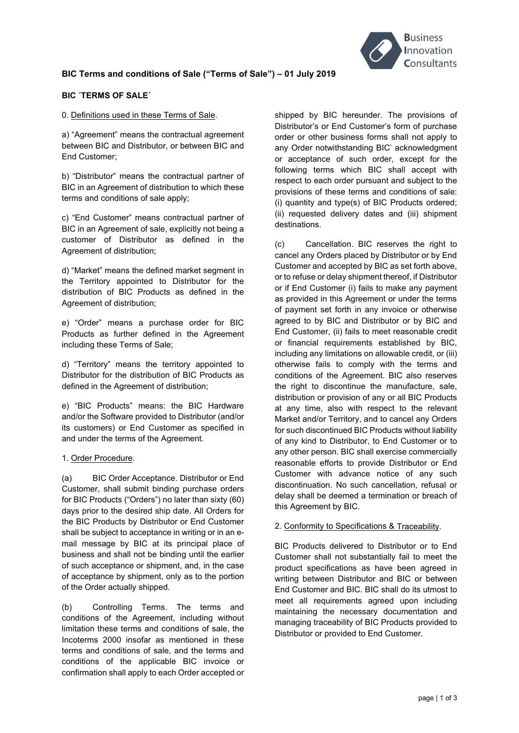## BIC Terms and conditions of Sale ("Terms of Sale") – 01 July 2019

### BIC ´TERMS OF SALE´

0. Definitions used in these Terms of Sale.

a) "Agreement" means the contractual agreement between BIC and Distributor, or between BIC and End Customer;

b) "Distributor" means the contractual partner of BIC in an Agreement of distribution to which these terms and conditions of sale apply;

c) "End Customer" means contractual partner of BIC in an Agreement of sale, explicitly not being a customer of Distributor as defined in the Agreement of distribution;

d) "Market" means the defined market segment in the Territory appointed to Distributor for the distribution of BIC Products as defined in the Agreement of distribution;

e) "Order" means a purchase order for BIC Products as further defined in the Agreement including these Terms of Sale;

d) "Territory" means the territory appointed to Distributor for the distribution of BIC Products as defined in the Agreement of distribution;

e) "BIC Products" means: the BIC Hardware and/or the Software provided to Distributor (and/or its customers) or End Customer as specified in and under the terms of the Agreement.

1. Order Procedure.

(a) BIC Order Acceptance. Distributor or End Customer, shall submit binding purchase orders for BIC Products ("Orders") no later than sixty (60) days prior to the desired ship date. All Orders for the BIC Products by Distributor or End Customer shall be subject to acceptance in writing or in an e-mail message by BIC at its principal place of business and shall not be binding until the earlier of such acceptance or shipment, and, in the case of acceptance by shipment, only as to the portion of the Order actually shipped.

(b) Controlling Terms. The terms and conditions of the Agreement, including without limitation these terms and conditions of sale, the Incoterms 2000 insofar as mentioned in these terms and conditions of sale, and the terms and conditions of the applicable BIC invoice or confirmation shall apply to each Order accepted or shipped by BIC hereunder. The provisions of Distributor's or End Customer's form of purchase order or other business forms shall not apply to any Order notwithstanding BIC' acknowledgment or acceptance of such order, except for the following terms which BIC shall accept with respect to each order pursuant and subject to the provisions of these terms and conditions of sale: (i) quantity and type(s) of BIC Products ordered; (ii) requested delivery dates and (iii) shipment destinations.

(c) Cancellation. BIC reserves the right to cancel any Orders placed by Distributor or by End Customer and accepted by BIC as set forth above, or to refuse or delay shipment thereof, if Distributor or if End Customer (i) fails to make any payment as provided in this Agreement or under the terms of payment set forth in any invoice or otherwise agreed to by BIC and Distributor or by BIC and End Customer, (ii) fails to meet reasonable credit or financial requirements established by BIC, including any limitations on allowable credit, or (iii) otherwise fails to comply with the terms and conditions of the Agreement. BIC also reserves the right to discontinue the manufacture, sale, distribution or provision of any or all BIC Products at any time, also with respect to the relevant Market and/or Territory, and to cancel any Orders for such discontinued BIC Products without liability of any kind to Distributor, to End Customer or to any other person. BIC shall exercise commercially reasonable efforts to provide Distributor or End Customer with advance notice of any such discontinuation. No such cancellation, refusal or delay shall be deemed a termination or breach of this Agreement by BIC.

2. Conformity to Specifications & Traceability.

BIC Products delivered to Distributor or to End Customer shall not substantially fail to meet the product specifications as have been agreed in writing between Distributor and BIC or between End Customer and BIC. BIC shall do its utmost to meet all requirements agreed upon including maintaining the necessary documentation and managing traceability of BIC Products provided to Distributor or provided to End Customer.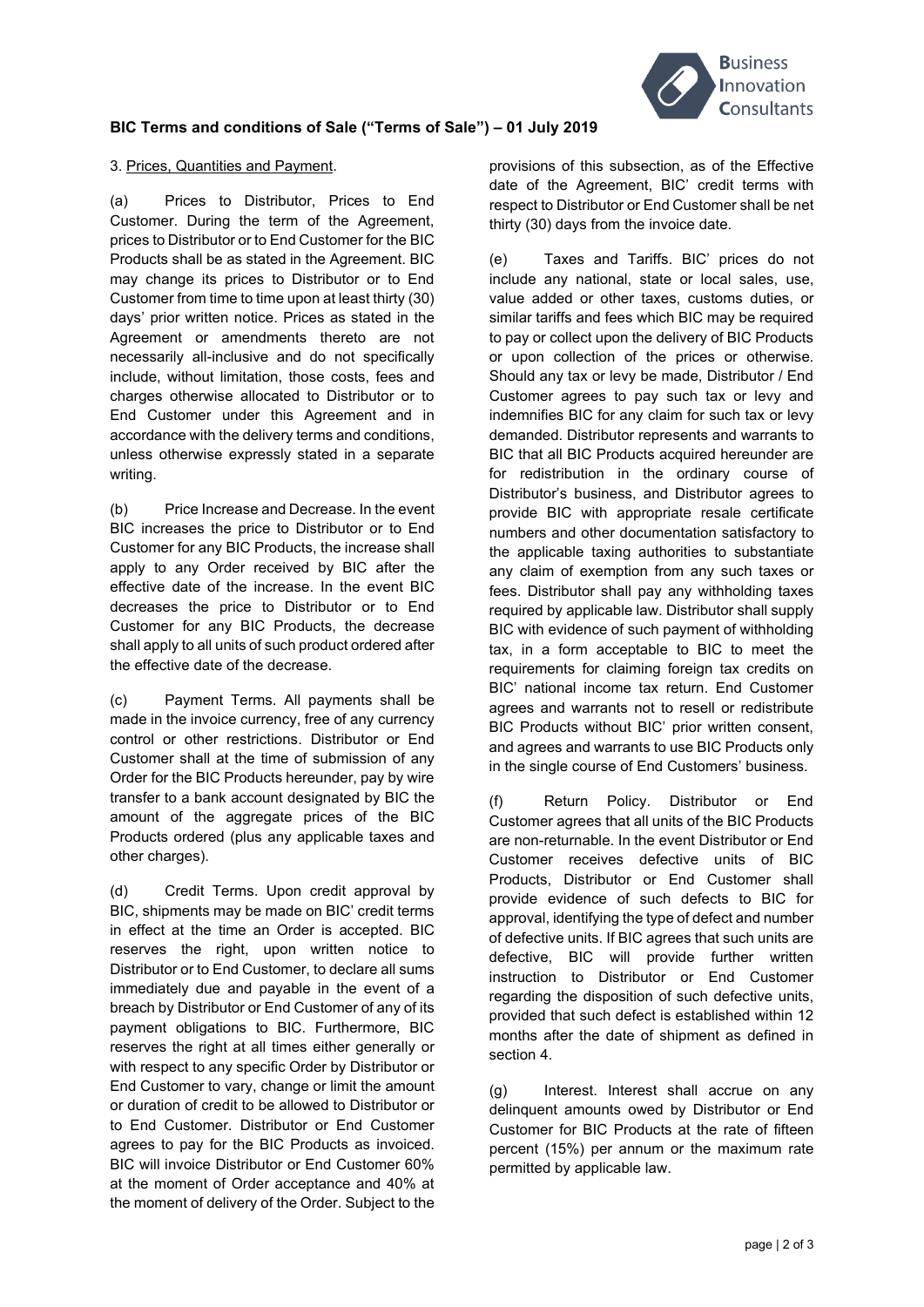**BIC Terms and conditions of Sale ("Terms of Sale") – 01 July 2019**

3. Prices, Quantities and Payment.

(a) Prices to Distributor, Prices to End Customer. During the term of the Agreement, prices to Distributor or to End Customer for the BIC Products shall be as stated in the Agreement. BIC may change its prices to Distributor or to End Customer from time to time upon at least thirty (30) days' prior written notice. Prices as stated in the Agreement or amendments thereto are not necessarily all-inclusive and do not specifically include, without limitation, those costs, fees and charges otherwise allocated to Distributor or to End Customer under this Agreement and in accordance with the delivery terms and conditions, unless otherwise expressly stated in a separate writing.

(b) Price Increase and Decrease. In the event BIC increases the price to Distributor or to End Customer for any BIC Products, the increase shall apply to any Order received by BIC after the effective date of the increase. In the event BIC decreases the price to Distributor or to End Customer for any BIC Products, the decrease shall apply to all units of such product ordered after the effective date of the decrease.

(c) Payment Terms. All payments shall be made in the invoice currency, free of any currency control or other restrictions. Distributor or End Customer shall at the time of submission of any Order for the BIC Products hereunder, pay by wire transfer to a bank account designated by BIC the amount of the aggregate prices of the BIC Products ordered (plus any applicable taxes and other charges).

(d) Credit Terms. Upon credit approval by BIC, shipments may be made on BIC' credit terms in effect at the time an Order is accepted. BIC reserves the right, upon written notice to Distributor or to End Customer, to declare all sums immediately due and payable in the event of a breach by Distributor or End Customer of any of its payment obligations to BIC. Furthermore, BIC reserves the right at all times either generally or with respect to any specific Order by Distributor or End Customer to vary, change or limit the amount or duration of credit to be allowed to Distributor or to End Customer. Distributor or End Customer agrees to pay for the BIC Products as invoiced. BIC will invoice Distributor or End Customer 60% at the moment of Order acceptance and 40% at the moment of delivery of the Order. Subject to the provisions of this subsection, as of the Effective date of the Agreement, BIC' credit terms with respect to Distributor or End Customer shall be net thirty (30) days from the invoice date.

(e) Taxes and Tariffs. BIC' prices do not include any national, state or local sales, use, value added or other taxes, customs duties, or similar tariffs and fees which BIC may be required to pay or collect upon the delivery of BIC Products or upon collection of the prices or otherwise. Should any tax or levy be made, Distributor / End Customer agrees to pay such tax or levy and indemnifies BIC for any claim for such tax or levy demanded. Distributor represents and warrants to BIC that all BIC Products acquired hereunder are for redistribution in the ordinary course of Distributor's business, and Distributor agrees to provide BIC with appropriate resale certificate numbers and other documentation satisfactory to the applicable taxing authorities to substantiate any claim of exemption from any such taxes or fees. Distributor shall pay any withholding taxes required by applicable law. Distributor shall supply BIC with evidence of such payment of withholding tax, in a form acceptable to BIC to meet the requirements for claiming foreign tax credits on BIC' national income tax return. End Customer agrees and warrants not to resell or redistribute BIC Products without BIC' prior written consent, and agrees and warrants to use BIC Products only in the single course of End Customers' business.

(f) Return Policy. Distributor or End Customer agrees that all units of the BIC Products are non-returnable. In the event Distributor or End Customer receives defective units of BIC Products, Distributor or End Customer shall provide evidence of such defects to BIC for approval, identifying the type of defect and number of defective units. If BIC agrees that such units are defective, BIC will provide further written instruction to Distributor or End Customer regarding the disposition of such defective units, provided that such defect is established within 12 months after the date of shipment as defined in section 4.

(g) Interest. Interest shall accrue on any delinquent amounts owed by Distributor or End Customer for BIC Products at the rate of fifteen percent (15%) per annum or the maximum rate permitted by applicable law.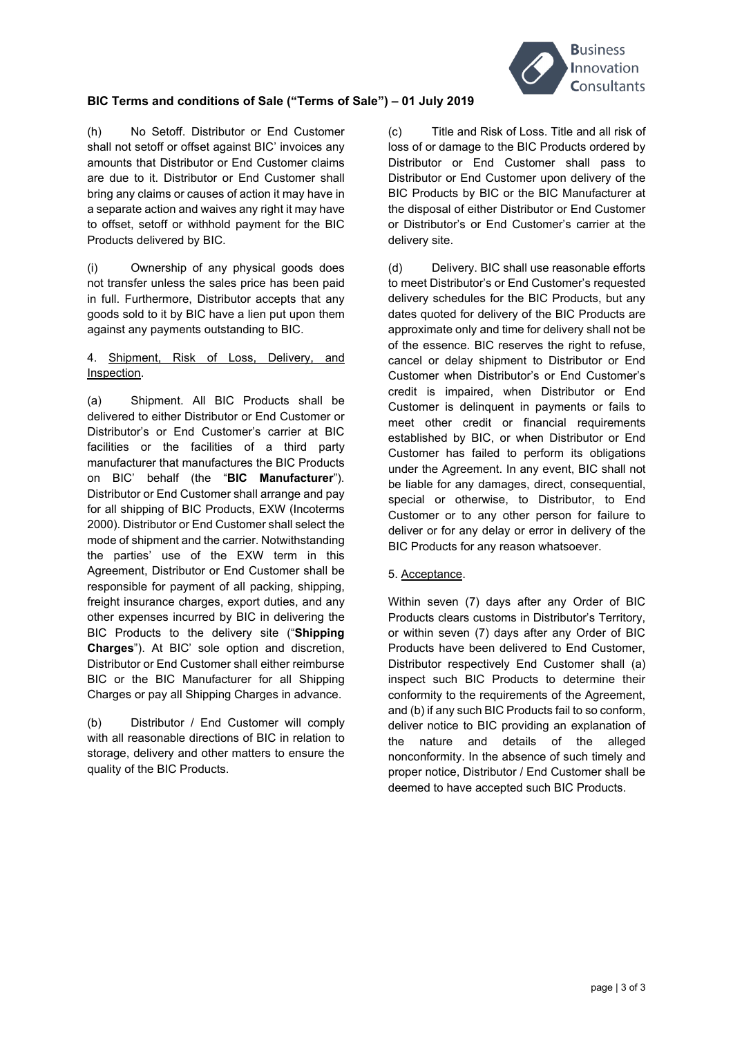**BIC Terms and conditions of Sale ("Terms of Sale") – 01 July 2019**

(h) No Setoff. Distributor or End Customer shall not setoff or offset against BIC' invoices any amounts that Distributor or End Customer claims are due to it. Distributor or End Customer shall bring any claims or causes of action it may have in a separate action and waives any right it may have to offset, setoff or withhold payment for the BIC Products delivered by BIC.

(i) Ownership of any physical goods does not transfer unless the sales price has been paid in full. Furthermore, Distributor accepts that any goods sold to it by BIC have a lien put upon them against any payments outstanding to BIC.

4. Shipment, Risk of Loss, Delivery, and Inspection.

(a) Shipment. All BIC Products shall be delivered to either Distributor or End Customer or Distributor's or End Customer's carrier at BIC facilities or the facilities of a third party manufacturer that manufactures the BIC Products on BIC' behalf (the "**BIC Manufacturer**"). Distributor or End Customer shall arrange and pay for all shipping of BIC Products, EXW (Incoterms 2000). Distributor or End Customer shall select the mode of shipment and the carrier. Notwithstanding the parties' use of the EXW term in this Agreement, Distributor or End Customer shall be responsible for payment of all packing, shipping, freight insurance charges, export duties, and any other expenses incurred by BIC in delivering the BIC Products to the delivery site ("**Shipping Charges**"). At BIC' sole option and discretion, Distributor or End Customer shall either reimburse BIC or the BIC Manufacturer for all Shipping Charges or pay all Shipping Charges in advance.

(b) Distributor / End Customer will comply with all reasonable directions of BIC in relation to storage, delivery and other matters to ensure the quality of the BIC Products.

(c) Title and Risk of Loss. Title and all risk of loss of or damage to the BIC Products ordered by Distributor or End Customer shall pass to Distributor or End Customer upon delivery of the BIC Products by BIC or the BIC Manufacturer at the disposal of either Distributor or End Customer or Distributor's or End Customer's carrier at the delivery site.

(d) Delivery. BIC shall use reasonable efforts to meet Distributor's or End Customer's requested delivery schedules for the BIC Products, but any dates quoted for delivery of the BIC Products are approximate only and time for delivery shall not be of the essence. BIC reserves the right to refuse, cancel or delay shipment to Distributor or End Customer when Distributor's or End Customer's credit is impaired, when Distributor or End Customer is delinquent in payments or fails to meet other credit or financial requirements established by BIC, or when Distributor or End Customer has failed to perform its obligations under the Agreement. In any event, BIC shall not be liable for any damages, direct, consequential, special or otherwise, to Distributor, to End Customer or to any other person for failure to deliver or for any delay or error in delivery of the BIC Products for any reason whatsoever.

5. Acceptance.

Within seven (7) days after any Order of BIC Products clears customs in Distributor's Territory, or within seven (7) days after any Order of BIC Products have been delivered to End Customer, Distributor respectively End Customer shall (a) inspect such BIC Products to determine their conformity to the requirements of the Agreement, and (b) if any such BIC Products fail to so conform, deliver notice to BIC providing an explanation of the nature and details of the alleged nonconformity. In the absence of such timely and proper notice, Distributor / End Customer shall be deemed to have accepted such BIC Products.